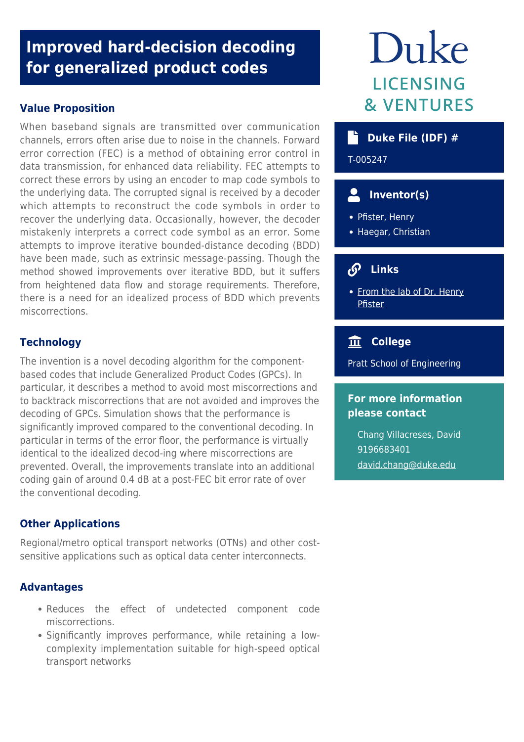# Improved hard-decision decoding for generalized product codes

## Value Proposition

When baseband signals are transmitted over communication channels, errors often arise due to noise in the channels. Forward error correction (FEC) is a method of obtaining error control in data transmission, for enhanced data reliability. FEC attempts to correct these errors by using an encoder to map code symbols to the underlying data. The corrupted signal is received by a decoder which attempts to reconstruct the code symbols in order to recover the underlying data. Occasionally, however, the decoder mistakenly interprets a correct code symbol as an error. Some attempts to improve iterative bounded-distance decoding (BDD) have been made, such as extrinsic message-passing. Though the method showed improvements over iterative BDD, but it suffers from heightened data flow and storage requirements. Therefore, there is a need for an idealized process of BDD which prevents miscorrections.

## Technology

The invention is a novel decoding algorithm for the component-based codes that include Generalized Product Codes (GPCs). In particular, it describes a method to avoid most miscorrections and to backtrack miscorrections that are not avoided and improves the decoding of GPCs. Simulation shows that the performance is significantly improved compared to the conventional decoding. In particular in terms of the error floor, the performance is virtually identical to the idealized decod-ing where miscorrections are prevented. Overall, the improvements translate into an additional coding gain of around 0.4 dB at a post-FEC bit error rate of over the conventional decoding.

## Other Applications

Regional/metro optical transport networks (OTNs) and other cost-sensitive applications such as optical data center interconnects.

## Advantages

- Reduces the effect of undetected component code miscorrections.
- Significantly improves performance, while retaining a low-complexity implementation suitable for high-speed optical transport networks

Duke

LICENSING & VENTURES

### Duke File (IDF) #

T-005247

### Inventor(s)

- Pfister, Henry
- Haegar, Christian

### Links

- From the lab of Dr. Henry Pfister

### College

Pratt School of Engineering

### For more information please contact

Chang Villacreses, David
9196683401
david.chang@duke.edu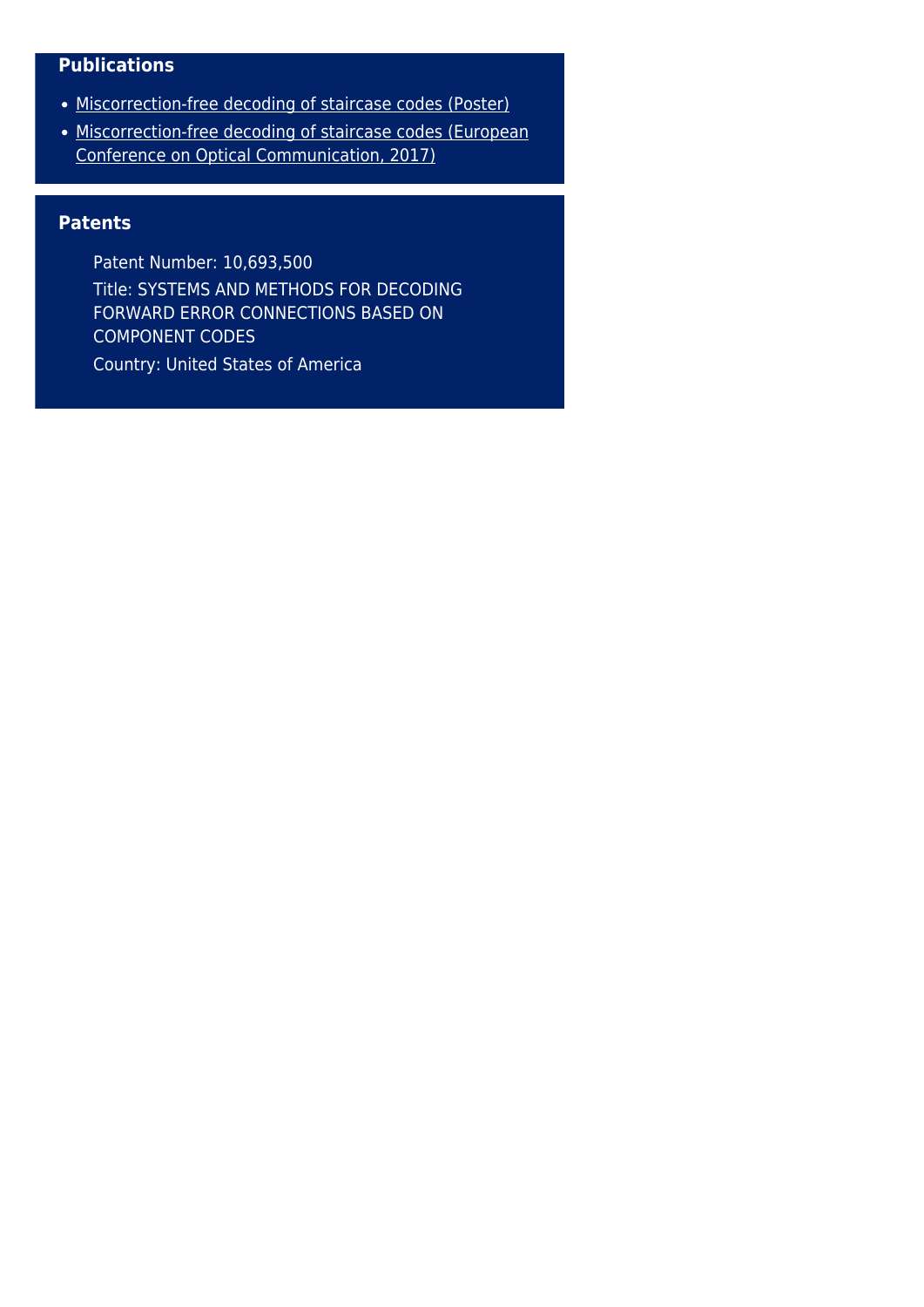## Publications

- Miscorrection-free decoding of staircase codes (Poster)
- Miscorrection-free decoding of staircase codes (European Conference on Optical Communication, 2017)

## Patents

Patent Number: 10,693,500

Title: SYSTEMS AND METHODS FOR DECODING FORWARD ERROR CONNECTIONS BASED ON COMPONENT CODES

Country: United States of America